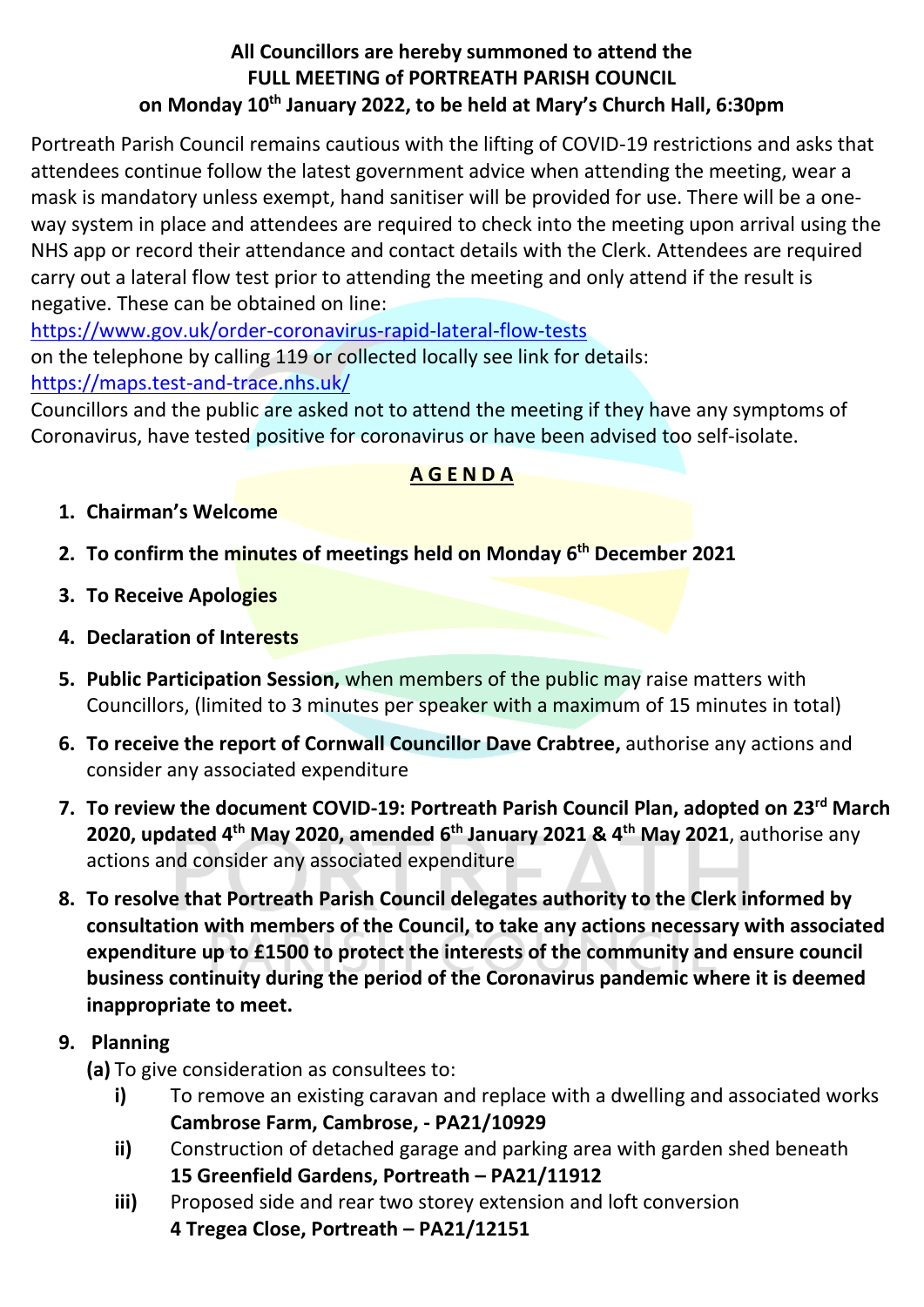**All Councillors are hereby summoned to attend the FULL MEETING of PORTREATH PARISH COUNCIL on Monday 10th January 2022, to be held at Mary's Church Hall, 6:30pm**

Portreath Parish Council remains cautious with the lifting of COVID-19 restrictions and asks that attendees continue follow the latest government advice when attending the meeting, wear a mask is mandatory unless exempt, hand sanitiser will be provided for use. There will be a one-way system in place and attendees are required to check into the meeting upon arrival using the NHS app or record their attendance and contact details with the Clerk. Attendees are required carry out a lateral flow test prior to attending the meeting and only attend if the result is negative. These can be obtained on line:
https://www.gov.uk/order-coronavirus-rapid-lateral-flow-tests
on the telephone by calling 119 or collected locally see link for details:
https://maps.test-and-trace.nhs.uk/
Councillors and the public are asked not to attend the meeting if they have any symptoms of Coronavirus, have tested positive for coronavirus or have been advised too self-isolate.

## A G E N D A

1. **Chairman's Welcome**
2. **To confirm the minutes of meetings held on Monday 6th December 2021**
3. **To Receive Apologies**
4. **Declaration of Interests**
5. **Public Participation Session,** when members of the public may raise matters with Councillors, (limited to 3 minutes per speaker with a maximum of 15 minutes in total)
6. **To receive the report of Cornwall Councillor Dave Crabtree,** authorise any actions and consider any associated expenditure
7. **To review the document COVID-19: Portreath Parish Council Plan, adopted on 23rd March 2020, updated 4th May 2020, amended 6th January 2021 & 4th May 2021**, authorise any actions and consider any associated expenditure
8. **To resolve that Portreath Parish Council delegates authority to the Clerk informed by consultation with members of the Council, to take any actions necessary with associated expenditure up to £1500 to protect the interests of the community and ensure council business continuity during the period of the Coronavirus pandemic where it is deemed inappropriate to meet.**
9. **Planning**

   **(a)** To give consideration as consultees to:

   **i)** To remove an existing caravan and replace with a dwelling and associated works **Cambrose Farm, Cambrose, - PA21/10929**

   **ii)** Construction of detached garage and parking area with garden shed beneath **15 Greenfield Gardens, Portreath – PA21/11912**

   **iii)** Proposed side and rear two storey extension and loft conversion **4 Tregea Close, Portreath – PA21/12151**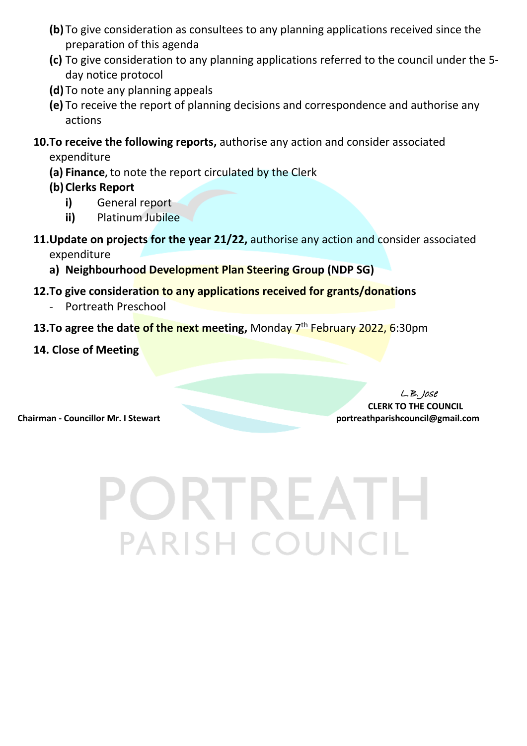- **(b)** To give consideration as consultees to any planning applications received since the preparation of this agenda
- **(c)** To give consideration to any planning applications referred to the council under the 5-day notice protocol
- **(d)** To note any planning appeals
- **(e)** To receive the report of planning decisions and correspondence and authorise any actions

**10. To receive the following reports,** authorise any action and consider associated expenditure

- **(a) Finance,** to note the report circulated by the Clerk
- **(b) Clerks Report**
  - **i)** General report
  - **ii)** Platinum Jubilee

**11. Update on projects for the year 21/22,** authorise any action and consider associated expenditure

- **a) Neighbourhood Development Plan Steering Group (NDP SG)**

**12. To give consideration to any applications received for grants/donations**

- Portreath Preschool

**13. To agree the date of the next meeting,** Monday 7th February 2022, 6:30pm

**14. Close of Meeting**

L.B. Jose
**CLERK TO THE COUNCIL**
**portreathparishcouncil@gmail.com**

**Chairman - Councillor Mr. I Stewart**

PORTREATH
PARISH COUNCIL